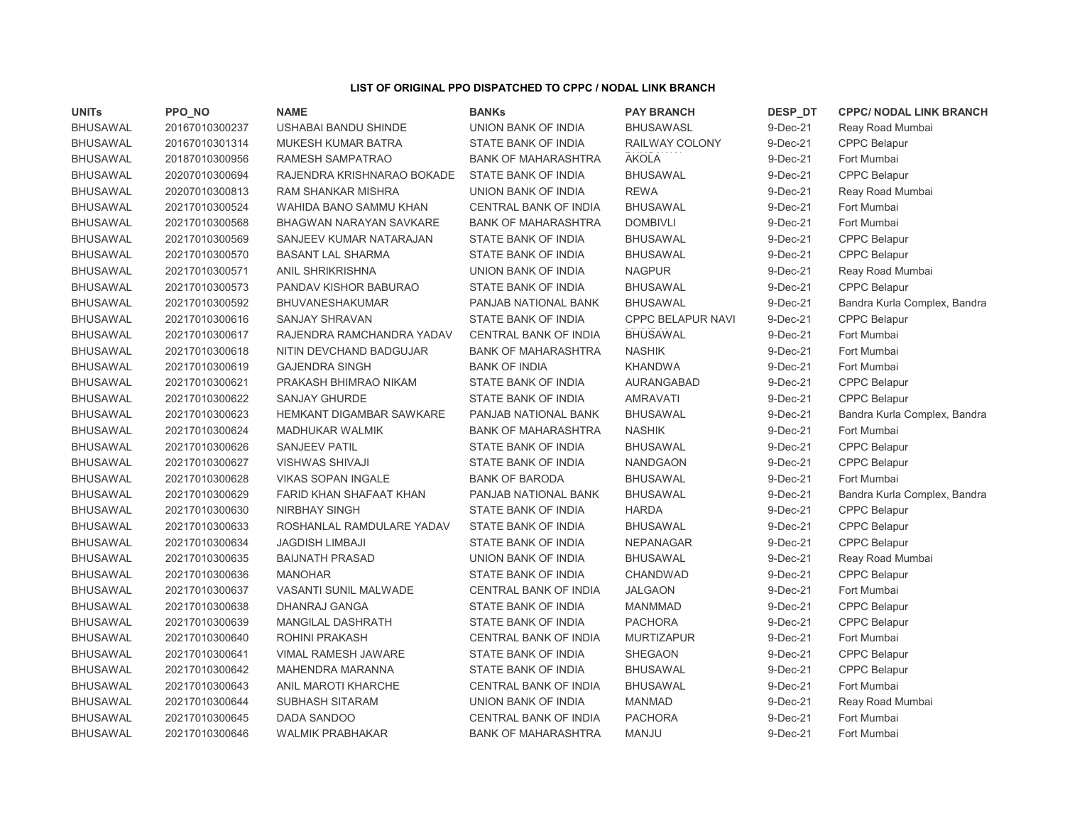# LIST OF ORIGINAL PPO DISPATCHED TO CPPC / NODAL LINK BRANCH

| UNITs | PPO_NO | NAME | BANKs | PAY BRANCH | DESP_DT | CPPC/ NODAL LINK BRANCH |
|---|---|---|---|---|---|---|
| BHUSAWAL | 20167010300237 | USHABAI BANDU SHINDE | UNION BANK OF INDIA | BHUSAWASL | 9-Dec-21 | Reay Road Mumbai |
| BHUSAWAL | 20167010301314 | MUKESH KUMAR BATRA | STATE BANK OF INDIA | RAILWAY COLONY | 9-Dec-21 | CPPC Belapur |
| BHUSAWAL | 20187010300956 | RAMESH SAMPATRAO | BANK OF MAHARASHTRA | AKOLA | 9-Dec-21 | Fort Mumbai |
| BHUSAWAL | 20207010300694 | RAJENDRA KRISHNARAO BOKADE | STATE BANK OF INDIA | BHUSAWAL | 9-Dec-21 | CPPC Belapur |
| BHUSAWAL | 20207010300813 | RAM SHANKAR MISHRA | UNION BANK OF INDIA | REWA | 9-Dec-21 | Reay Road Mumbai |
| BHUSAWAL | 20217010300524 | WAHIDA BANO SAMMU KHAN | CENTRAL BANK OF INDIA | BHUSAWAL | 9-Dec-21 | Fort Mumbai |
| BHUSAWAL | 20217010300568 | BHAGWAN NARAYAN SAVKARE | BANK OF MAHARASHTRA | DOMBIVLI | 9-Dec-21 | Fort Mumbai |
| BHUSAWAL | 20217010300569 | SANJEEV KUMAR NATARAJAN | STATE BANK OF INDIA | BHUSAWAL | 9-Dec-21 | CPPC Belapur |
| BHUSAWAL | 20217010300570 | BASANT LAL SHARMA | STATE BANK OF INDIA | BHUSAWAL | 9-Dec-21 | CPPC Belapur |
| BHUSAWAL | 20217010300571 | ANIL SHRIKRISHNA | UNION BANK OF INDIA | NAGPUR | 9-Dec-21 | Reay Road Mumbai |
| BHUSAWAL | 20217010300573 | PANDAV KISHOR BABURAO | STATE BANK OF INDIA | BHUSAWAL | 9-Dec-21 | CPPC Belapur |
| BHUSAWAL | 20217010300592 | BHUVANESHAKUMAR | PANJAB NATIONAL BANK | BHUSAWAL | 9-Dec-21 | Bandra Kurla Complex, Bandra |
| BHUSAWAL | 20217010300616 | SANJAY SHRAVAN | STATE BANK OF INDIA | CPPC BELAPUR NAVI | 9-Dec-21 | CPPC Belapur |
| BHUSAWAL | 20217010300617 | RAJENDRA RAMCHANDRA YADAV | CENTRAL BANK OF INDIA | BHUSAWAL | 9-Dec-21 | Fort Mumbai |
| BHUSAWAL | 20217010300618 | NITIN DEVCHAND BADGUJAR | BANK OF MAHARASHTRA | NASHIK | 9-Dec-21 | Fort Mumbai |
| BHUSAWAL | 20217010300619 | GAJENDRA SINGH | BANK OF INDIA | KHANDWA | 9-Dec-21 | Fort Mumbai |
| BHUSAWAL | 20217010300621 | PRAKASH BHIMRAO NIKAM | STATE BANK OF INDIA | AURANGABAD | 9-Dec-21 | CPPC Belapur |
| BHUSAWAL | 20217010300622 | SANJAY GHURDE | STATE BANK OF INDIA | AMRAVATI | 9-Dec-21 | CPPC Belapur |
| BHUSAWAL | 20217010300623 | HEMKANT DIGAMBAR SAWKARE | PANJAB NATIONAL BANK | BHUSAWAL | 9-Dec-21 | Bandra Kurla Complex, Bandra |
| BHUSAWAL | 20217010300624 | MADHUKAR WALMIK | BANK OF MAHARASHTRA | NASHIK | 9-Dec-21 | Fort Mumbai |
| BHUSAWAL | 20217010300626 | SANJEEV PATIL | STATE BANK OF INDIA | BHUSAWAL | 9-Dec-21 | CPPC Belapur |
| BHUSAWAL | 20217010300627 | VISHWAS SHIVAJI | STATE BANK OF INDIA | NANDGAON | 9-Dec-21 | CPPC Belapur |
| BHUSAWAL | 20217010300628 | VIKAS SOPAN INGALE | BANK OF BARODA | BHUSAWAL | 9-Dec-21 | Fort Mumbai |
| BHUSAWAL | 20217010300629 | FARID KHAN SHAFAAT KHAN | PANJAB NATIONAL BANK | BHUSAWAL | 9-Dec-21 | Bandra Kurla Complex, Bandra |
| BHUSAWAL | 20217010300630 | NIRBHAY SINGH | STATE BANK OF INDIA | HARDA | 9-Dec-21 | CPPC Belapur |
| BHUSAWAL | 20217010300633 | ROSHANLAL RAMDULARE YADAV | STATE BANK OF INDIA | BHUSAWAL | 9-Dec-21 | CPPC Belapur |
| BHUSAWAL | 20217010300634 | JAGDISH LIMBAJI | STATE BANK OF INDIA | NEPANAGAR | 9-Dec-21 | CPPC Belapur |
| BHUSAWAL | 20217010300635 | BAIJNATH PRASAD | UNION BANK OF INDIA | BHUSAWAL | 9-Dec-21 | Reay Road Mumbai |
| BHUSAWAL | 20217010300636 | MANOHAR | STATE BANK OF INDIA | CHANDWAD | 9-Dec-21 | CPPC Belapur |
| BHUSAWAL | 20217010300637 | VASANTI SUNIL MALWADE | CENTRAL BANK OF INDIA | JALGAON | 9-Dec-21 | Fort Mumbai |
| BHUSAWAL | 20217010300638 | DHANRAJ GANGA | STATE BANK OF INDIA | MANMMAD | 9-Dec-21 | CPPC Belapur |
| BHUSAWAL | 20217010300639 | MANGILAL DASHRATH | STATE BANK OF INDIA | PACHORA | 9-Dec-21 | CPPC Belapur |
| BHUSAWAL | 20217010300640 | ROHINI PRAKASH | CENTRAL BANK OF INDIA | MURTIZAPUR | 9-Dec-21 | Fort Mumbai |
| BHUSAWAL | 20217010300641 | VIMAL RAMESH JAWARE | STATE BANK OF INDIA | SHEGAON | 9-Dec-21 | CPPC Belapur |
| BHUSAWAL | 20217010300642 | MAHENDRA MARANNA | STATE BANK OF INDIA | BHUSAWAL | 9-Dec-21 | CPPC Belapur |
| BHUSAWAL | 20217010300643 | ANIL MAROTI KHARCHE | CENTRAL BANK OF INDIA | BHUSAWAL | 9-Dec-21 | Fort Mumbai |
| BHUSAWAL | 20217010300644 | SUBHASH SITARAM | UNION BANK OF INDIA | MANMAD | 9-Dec-21 | Reay Road Mumbai |
| BHUSAWAL | 20217010300645 | DADA SANDOO | CENTRAL BANK OF INDIA | PACHORA | 9-Dec-21 | Fort Mumbai |
| BHUSAWAL | 20217010300646 | WALMIK PRABHAKAR | BANK OF MAHARASHTRA | MANJU | 9-Dec-21 | Fort Mumbai |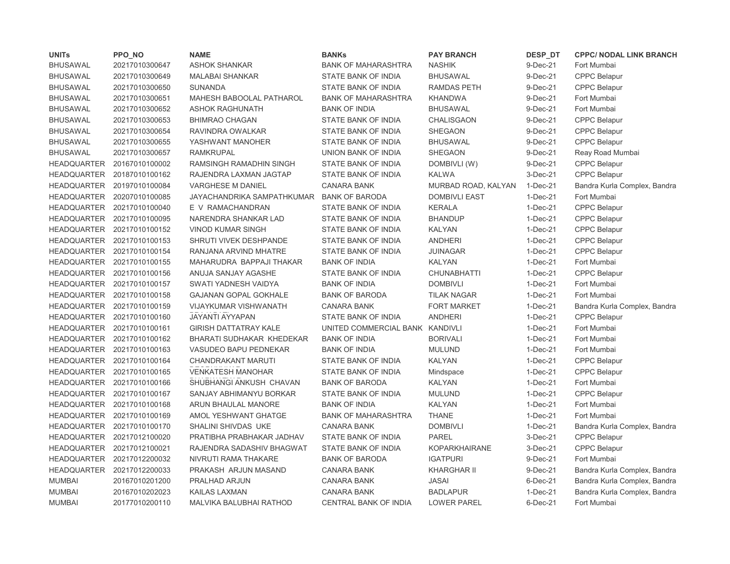| UNITs | PPO_NO | NAME | BANKs | PAY BRANCH | DESP_DT | CPPC/ NODAL LINK BRANCH |
|---|---|---|---|---|---|---|
| BHUSAWAL | 20217010300647 | ASHOK SHANKAR | BANK OF MAHARASHTRA | NASHIK | 9-Dec-21 | Fort Mumbai |
| BHUSAWAL | 20217010300649 | MALABAI SHANKAR | STATE BANK OF INDIA | BHUSAWAL | 9-Dec-21 | CPPC Belapur |
| BHUSAWAL | 20217010300650 | SUNANDA | STATE BANK OF INDIA | RAMDAS PETH | 9-Dec-21 | CPPC Belapur |
| BHUSAWAL | 20217010300651 | MAHESH BABOOLAL PATHAROL | BANK OF MAHARASHTRA | KHANDWA | 9-Dec-21 | Fort Mumbai |
| BHUSAWAL | 20217010300652 | ASHOK RAGHUNATH | BANK OF INDIA | BHUSAWAL | 9-Dec-21 | Fort Mumbai |
| BHUSAWAL | 20217010300653 | BHIMRAO CHAGAN | STATE BANK OF INDIA | CHALISGAON | 9-Dec-21 | CPPC Belapur |
| BHUSAWAL | 20217010300654 | RAVINDRA OWALKAR | STATE BANK OF INDIA | SHEGAON | 9-Dec-21 | CPPC Belapur |
| BHUSAWAL | 20217010300655 | YASHWANT MANOHER | STATE BANK OF INDIA | BHUSAWAL | 9-Dec-21 | CPPC Belapur |
| BHUSAWAL | 20217010300657 | RAMKRUPAL | UNION BANK OF INDIA | SHEGAON | 9-Dec-21 | Reay Road Mumbai |
| HEADQUARTER | 20167010100002 | RAMSINGH RAMADHIN SINGH | STATE BANK OF INDIA | DOMBIVLI (W) | 9-Dec-21 | CPPC Belapur |
| HEADQUARTER | 20187010100162 | RAJENDRA LAXMAN JAGTAP | STATE BANK OF INDIA | KALWA | 3-Dec-21 | CPPC Belapur |
| HEADQUARTER | 20197010100084 | VARGHESE M DANIEL | CANARA BANK | MURBAD ROAD, KALYAN | 1-Dec-21 | Bandra Kurla Complex, Bandra |
| HEADQUARTER | 20207010100085 | JAYACHANDRIKA SAMPATHKUMAR | BANK OF BARODA | DOMBIVLI EAST | 1-Dec-21 | Fort Mumbai |
| HEADQUARTER | 20217010100040 | E V RAMACHANDRAN | STATE BANK OF INDIA | KERALA | 1-Dec-21 | CPPC Belapur |
| HEADQUARTER | 20217010100095 | NARENDRA SHANKAR LAD | STATE BANK OF INDIA | BHANDUP | 1-Dec-21 | CPPC Belapur |
| HEADQUARTER | 20217010100152 | VINOD KUMAR SINGH | STATE BANK OF INDIA | KALYAN | 1-Dec-21 | CPPC Belapur |
| HEADQUARTER | 20217010100153 | SHRUTI VIVEK DESHPANDE | STATE BANK OF INDIA | ANDHERI | 1-Dec-21 | CPPC Belapur |
| HEADQUARTER | 20217010100154 | RANJANA ARVIND MHATRE | STATE BANK OF INDIA | JUINAGAR | 1-Dec-21 | CPPC Belapur |
| HEADQUARTER | 20217010100155 | MAHARUDRA BAPPAJI THAKAR | BANK OF INDIA | KALYAN | 1-Dec-21 | Fort Mumbai |
| HEADQUARTER | 20217010100156 | ANUJA SANJAY AGASHE | STATE BANK OF INDIA | CHUNABHATTI | 1-Dec-21 | CPPC Belapur |
| HEADQUARTER | 20217010100157 | SWATI YADNESH VAIDYA | BANK OF INDIA | DOMBIVLI | 1-Dec-21 | Fort Mumbai |
| HEADQUARTER | 20217010100158 | GAJANAN GOPAL GOKHALE | BANK OF BARODA | TILAK NAGAR | 1-Dec-21 | Fort Mumbai |
| HEADQUARTER | 20217010100159 | VIJAYKUMAR VISHWANATH | CANARA BANK | FORT MARKET | 1-Dec-21 | Bandra Kurla Complex, Bandra |
| HEADQUARTER | 20217010100160 | JAYANTI AYYAPAN | STATE BANK OF INDIA | ANDHERI | 1-Dec-21 | CPPC Belapur |
| HEADQUARTER | 20217010100161 | GIRISH DATTATRAY KALE | UNITED COMMERCIAL BANK | KANDIVLI | 1-Dec-21 | Fort Mumbai |
| HEADQUARTER | 20217010100162 | BHARATI SUDHAKAR KHEDEKAR | BANK OF INDIA | BORIVALI | 1-Dec-21 | Fort Mumbai |
| HEADQUARTER | 20217010100163 | VASUDEO BAPU PEDNEKAR | BANK OF INDIA | MULUND | 1-Dec-21 | Fort Mumbai |
| HEADQUARTER | 20217010100164 | CHANDRAKANT MARUTI | STATE BANK OF INDIA | KALYAN | 1-Dec-21 | CPPC Belapur |
| HEADQUARTER | 20217010100165 | VENKATESH MANOHAR | STATE BANK OF INDIA | Mindspace | 1-Dec-21 | CPPC Belapur |
| HEADQUARTER | 20217010100166 | SHUBHANGI ANKUSH CHAVAN | BANK OF BARODA | KALYAN | 1-Dec-21 | Fort Mumbai |
| HEADQUARTER | 20217010100167 | SANJAY ABHIMANYU BORKAR | STATE BANK OF INDIA | MULUND | 1-Dec-21 | CPPC Belapur |
| HEADQUARTER | 20217010100168 | ARUN BHAULAL MANORE | BANK OF INDIA | KALYAN | 1-Dec-21 | Fort Mumbai |
| HEADQUARTER | 20217010100169 | AMOL YESHWANT GHATGE | BANK OF MAHARASHTRA | THANE | 1-Dec-21 | Fort Mumbai |
| HEADQUARTER | 20217010100170 | SHALINI SHIVDAS UKE | CANARA BANK | DOMBIVLI | 1-Dec-21 | Bandra Kurla Complex, Bandra |
| HEADQUARTER | 20217012100020 | PRATIBHA PRABHAKAR JADHAV | STATE BANK OF INDIA | PAREL | 3-Dec-21 | CPPC Belapur |
| HEADQUARTER | 20217012100021 | RAJENDRA SADASHIV BHAGWAT | STATE BANK OF INDIA | KOPARKHAIRANE | 3-Dec-21 | CPPC Belapur |
| HEADQUARTER | 20217012200032 | NIVRUTI RAMA THAKARE | BANK OF BARODA | IGATPURI | 9-Dec-21 | Fort Mumbai |
| HEADQUARTER | 20217012200033 | PRAKASH ARJUN MASAND | CANARA BANK | KHARGHAR II | 9-Dec-21 | Bandra Kurla Complex, Bandra |
| MUMBAI | 20167010201200 | PRALHAD ARJUN | CANARA BANK | JASAI | 6-Dec-21 | Bandra Kurla Complex, Bandra |
| MUMBAI | 20167010202023 | KAILAS LAXMAN | CANARA BANK | BADLAPUR | 1-Dec-21 | Bandra Kurla Complex, Bandra |
| MUMBAI | 20177010200110 | MALVIKA BALUBHAI RATHOD | CENTRAL BANK OF INDIA | LOWER PAREL | 6-Dec-21 | Fort Mumbai |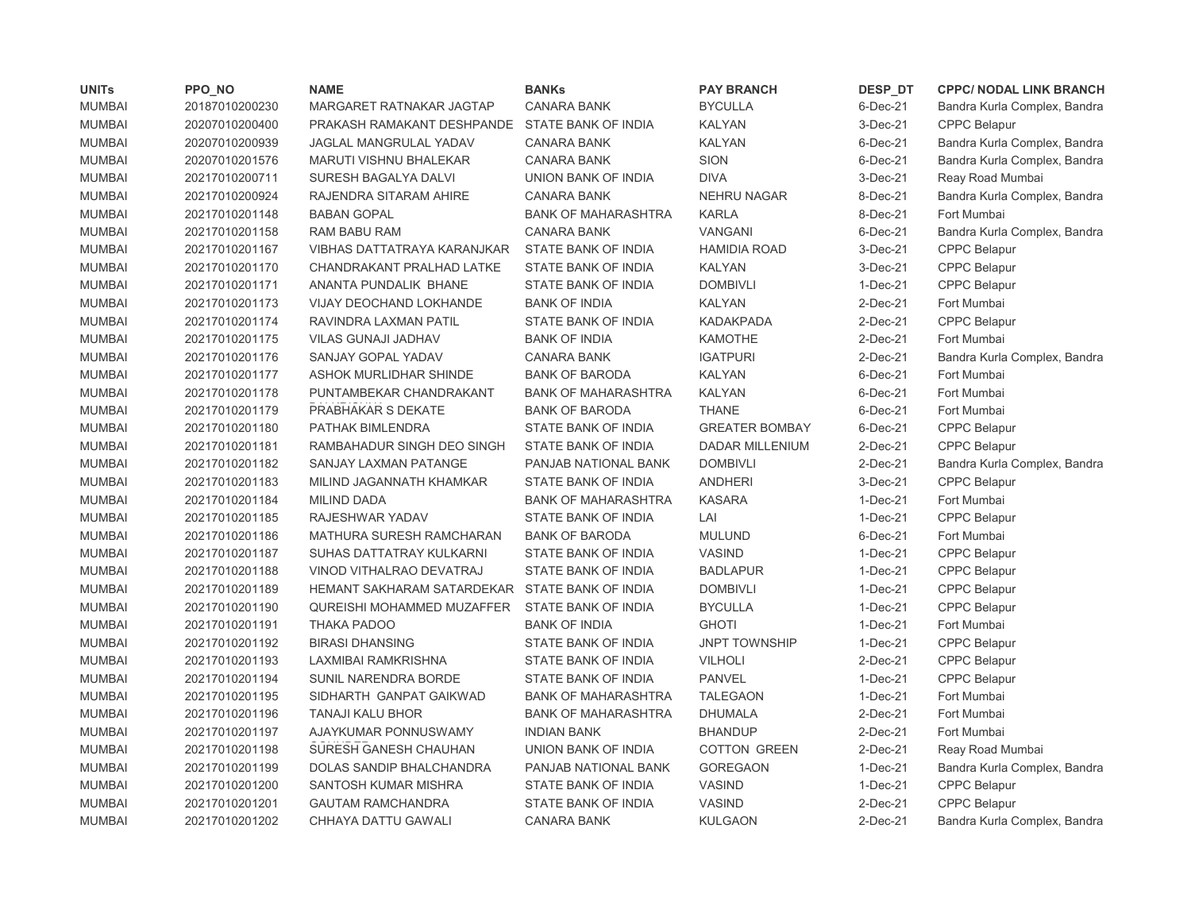| UNITs | PPO_NO | NAME | BANKs | PAY BRANCH | DESP_DT | CPPC/ NODAL LINK BRANCH |
|---|---|---|---|---|---|---|
| MUMBAI | 20187010200230 | MARGARET RATNAKAR JAGTAP | CANARA BANK | BYCULLA | 6-Dec-21 | Bandra Kurla Complex, Bandra |
| MUMBAI | 20207010200400 | PRAKASH RAMAKANT DESHPANDE | STATE BANK OF INDIA | KALYAN | 3-Dec-21 | CPPC Belapur |
| MUMBAI | 20207010200939 | JAGLAL MANGRULAL YADAV | CANARA BANK | KALYAN | 6-Dec-21 | Bandra Kurla Complex, Bandra |
| MUMBAI | 20207010201576 | MARUTI VISHNU BHALEKAR | CANARA BANK | SION | 6-Dec-21 | Bandra Kurla Complex, Bandra |
| MUMBAI | 20217010200711 | SURESH BAGALYA DALVI | UNION BANK OF INDIA | DIVA | 3-Dec-21 | Reay Road Mumbai |
| MUMBAI | 20217010200924 | RAJENDRA SITARAM AHIRE | CANARA BANK | NEHRU NAGAR | 8-Dec-21 | Bandra Kurla Complex, Bandra |
| MUMBAI | 20217010201148 | BABAN GOPAL | BANK OF MAHARASHTRA | KARLA | 8-Dec-21 | Fort Mumbai |
| MUMBAI | 20217010201158 | RAM BABU RAM | CANARA BANK | VANGANI | 6-Dec-21 | Bandra Kurla Complex, Bandra |
| MUMBAI | 20217010201167 | VIBHAS DATTATRAYA KARANJKAR | STATE BANK OF INDIA | HAMIDIA ROAD | 3-Dec-21 | CPPC Belapur |
| MUMBAI | 20217010201170 | CHANDRAKANT PRALHAD LATKE | STATE BANK OF INDIA | KALYAN | 3-Dec-21 | CPPC Belapur |
| MUMBAI | 20217010201171 | ANANTA PUNDALIK BHANE | STATE BANK OF INDIA | DOMBIVLI | 1-Dec-21 | CPPC Belapur |
| MUMBAI | 20217010201173 | VIJAY DEOCHAND LOKHANDE | BANK OF INDIA | KALYAN | 2-Dec-21 | Fort Mumbai |
| MUMBAI | 20217010201174 | RAVINDRA LAXMAN PATIL | STATE BANK OF INDIA | KADAKPADA | 2-Dec-21 | CPPC Belapur |
| MUMBAI | 20217010201175 | VILAS GUNAJI JADHAV | BANK OF INDIA | KAMOTHE | 2-Dec-21 | Fort Mumbai |
| MUMBAI | 20217010201176 | SANJAY GOPAL YADAV | CANARA BANK | IGATPURI | 2-Dec-21 | Bandra Kurla Complex, Bandra |
| MUMBAI | 20217010201177 | ASHOK MURLIDHAR SHINDE | BANK OF BARODA | KALYAN | 6-Dec-21 | Fort Mumbai |
| MUMBAI | 20217010201178 | PUNTAMBEKAR CHANDRAKANT | BANK OF MAHARASHTRA | KALYAN | 6-Dec-21 | Fort Mumbai |
| MUMBAI | 20217010201179 | PRABHAKAR S DEKATE | BANK OF BARODA | THANE | 6-Dec-21 | Fort Mumbai |
| MUMBAI | 20217010201180 | PATHAK BIMLENDRA | STATE BANK OF INDIA | GREATER BOMBAY | 6-Dec-21 | CPPC Belapur |
| MUMBAI | 20217010201181 | RAMBAHADUR SINGH DEO SINGH | STATE BANK OF INDIA | DADAR MILLENIUM | 2-Dec-21 | CPPC Belapur |
| MUMBAI | 20217010201182 | SANJAY LAXMAN PATANGE | PANJAB NATIONAL BANK | DOMBIVLI | 2-Dec-21 | Bandra Kurla Complex, Bandra |
| MUMBAI | 20217010201183 | MILIND JAGANNATH KHAMKAR | STATE BANK OF INDIA | ANDHERI | 3-Dec-21 | CPPC Belapur |
| MUMBAI | 20217010201184 | MILIND DADA | BANK OF MAHARASHTRA | KASARA | 1-Dec-21 | Fort Mumbai |
| MUMBAI | 20217010201185 | RAJESHWAR YADAV | STATE BANK OF INDIA | LAI | 1-Dec-21 | CPPC Belapur |
| MUMBAI | 20217010201186 | MATHURA SURESH RAMCHARAN | BANK OF BARODA | MULUND | 6-Dec-21 | Fort Mumbai |
| MUMBAI | 20217010201187 | SUHAS DATTATRAY KULKARNI | STATE BANK OF INDIA | VASIND | 1-Dec-21 | CPPC Belapur |
| MUMBAI | 20217010201188 | VINOD VITHALRAO DEVATRAJ | STATE BANK OF INDIA | BADLAPUR | 1-Dec-21 | CPPC Belapur |
| MUMBAI | 20217010201189 | HEMANT SAKHARAM SATARDEKAR | STATE BANK OF INDIA | DOMBIVLI | 1-Dec-21 | CPPC Belapur |
| MUMBAI | 20217010201190 | QUREISHI MOHAMMED MUZAFFER | STATE BANK OF INDIA | BYCULLA | 1-Dec-21 | CPPC Belapur |
| MUMBAI | 20217010201191 | THAKA PADOO | BANK OF INDIA | GHOTI | 1-Dec-21 | Fort Mumbai |
| MUMBAI | 20217010201192 | BIRASI DHANSING | STATE BANK OF INDIA | JNPT TOWNSHIP | 1-Dec-21 | CPPC Belapur |
| MUMBAI | 20217010201193 | LAXMIBAI RAMKRISHNA | STATE BANK OF INDIA | VILHOLI | 2-Dec-21 | CPPC Belapur |
| MUMBAI | 20217010201194 | SUNIL NARENDRA BORDE | STATE BANK OF INDIA | PANVEL | 1-Dec-21 | CPPC Belapur |
| MUMBAI | 20217010201195 | SIDHARTH GANPAT GAIKWAD | BANK OF MAHARASHTRA | TALEGAON | 1-Dec-21 | Fort Mumbai |
| MUMBAI | 20217010201196 | TANAJI KALU BHOR | BANK OF MAHARASHTRA | DHUMALA | 2-Dec-21 | Fort Mumbai |
| MUMBAI | 20217010201197 | AJAYKUMAR PONNUSWAMY | INDIAN BANK | BHANDUP | 2-Dec-21 | Fort Mumbai |
| MUMBAI | 20217010201198 | SURESH GANESH CHAUHAN | UNION BANK OF INDIA | COTTON GREEN | 2-Dec-21 | Reay Road Mumbai |
| MUMBAI | 20217010201199 | DOLAS SANDIP BHALCHANDRA | PANJAB NATIONAL BANK | GOREGAON | 1-Dec-21 | Bandra Kurla Complex, Bandra |
| MUMBAI | 20217010201200 | SANTOSH KUMAR MISHRA | STATE BANK OF INDIA | VASIND | 1-Dec-21 | CPPC Belapur |
| MUMBAI | 20217010201201 | GAUTAM RAMCHANDRA | STATE BANK OF INDIA | VASIND | 2-Dec-21 | CPPC Belapur |
| MUMBAI | 20217010201202 | CHHAYA DATTU GAWALI | CANARA BANK | KULGAON | 2-Dec-21 | Bandra Kurla Complex, Bandra |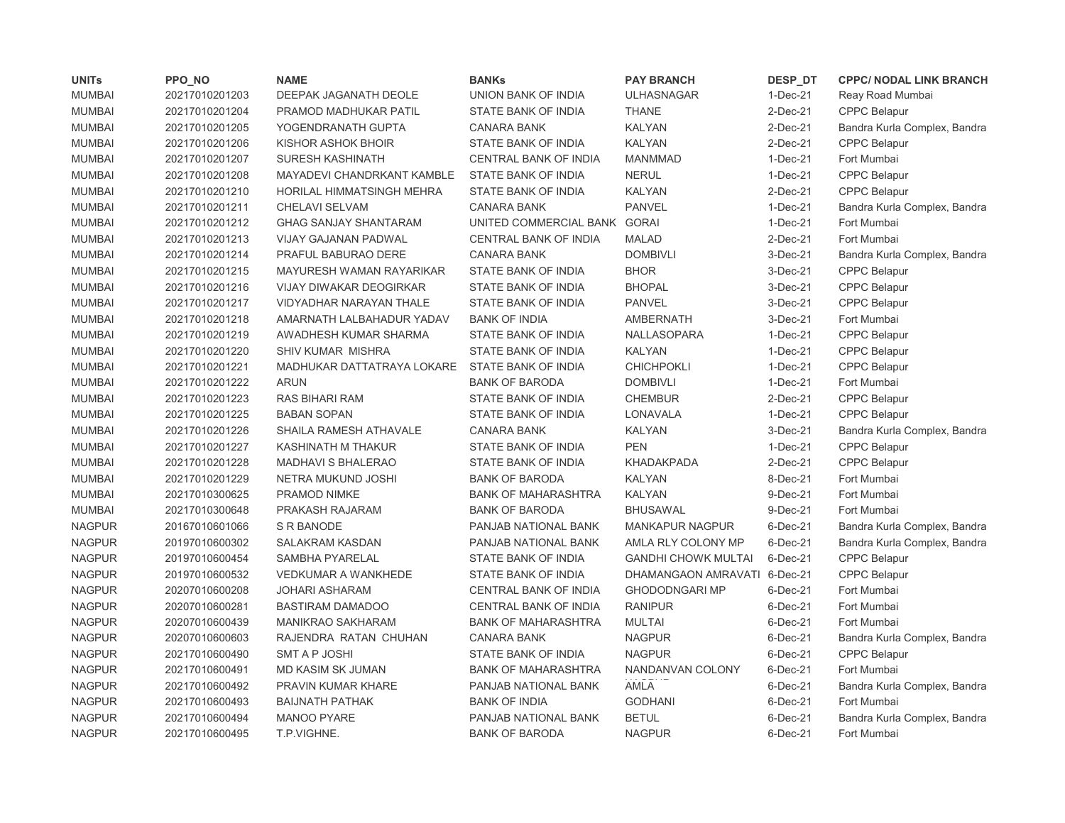| UNITs | PPO_NO | NAME | BANKs | PAY BRANCH | DESP_DT | CPPC/ NODAL LINK BRANCH |
|---|---|---|---|---|---|---|
| MUMBAI | 20217010201203 | DEEPAK JAGANATH DEOLE | UNION BANK OF INDIA | ULHASNAGAR | 1-Dec-21 | Reay Road Mumbai |
| MUMBAI | 20217010201204 | PRAMOD MADHUKAR PATIL | STATE BANK OF INDIA | THANE | 2-Dec-21 | CPPC Belapur |
| MUMBAI | 20217010201205 | YOGENDRANATH GUPTA | CANARA BANK | KALYAN | 2-Dec-21 | Bandra Kurla Complex, Bandra |
| MUMBAI | 20217010201206 | KISHOR ASHOK BHOIR | STATE BANK OF INDIA | KALYAN | 2-Dec-21 | CPPC Belapur |
| MUMBAI | 20217010201207 | SURESH KASHINATH | CENTRAL BANK OF INDIA | MANMMAD | 1-Dec-21 | Fort Mumbai |
| MUMBAI | 20217010201208 | MAYADEVI CHANDRKANT KAMBLE | STATE BANK OF INDIA | NERUL | 1-Dec-21 | CPPC Belapur |
| MUMBAI | 20217010201210 | HORILAL HIMMATSINGH MEHRA | STATE BANK OF INDIA | KALYAN | 2-Dec-21 | CPPC Belapur |
| MUMBAI | 20217010201211 | CHELAVI SELVAM | CANARA BANK | PANVEL | 1-Dec-21 | Bandra Kurla Complex, Bandra |
| MUMBAI | 20217010201212 | GHAG SANJAY SHANTARAM | UNITED COMMERCIAL BANK | GORAI | 1-Dec-21 | Fort Mumbai |
| MUMBAI | 20217010201213 | VIJAY GAJANAN PADWAL | CENTRAL BANK OF INDIA | MALAD | 2-Dec-21 | Fort Mumbai |
| MUMBAI | 20217010201214 | PRAFUL BABURAO DERE | CANARA BANK | DOMBIVLI | 3-Dec-21 | Bandra Kurla Complex, Bandra |
| MUMBAI | 20217010201215 | MAYURESH WAMAN RAYARIKAR | STATE BANK OF INDIA | BHOR | 3-Dec-21 | CPPC Belapur |
| MUMBAI | 20217010201216 | VIJAY DIWAKAR DEOGIRKAR | STATE BANK OF INDIA | BHOPAL | 3-Dec-21 | CPPC Belapur |
| MUMBAI | 20217010201217 | VIDYADHAR NARAYAN THALE | STATE BANK OF INDIA | PANVEL | 3-Dec-21 | CPPC Belapur |
| MUMBAI | 20217010201218 | AMARNATH LALBAHADUR YADAV | BANK OF INDIA | AMBERNATH | 3-Dec-21 | Fort Mumbai |
| MUMBAI | 20217010201219 | AWADHESH KUMAR SHARMA | STATE BANK OF INDIA | NALLASOPARA | 1-Dec-21 | CPPC Belapur |
| MUMBAI | 20217010201220 | SHIV KUMAR MISHRA | STATE BANK OF INDIA | KALYAN | 1-Dec-21 | CPPC Belapur |
| MUMBAI | 20217010201221 | MADHUKAR DATTATRAYA LOKARE | STATE BANK OF INDIA | CHICHPOKLI | 1-Dec-21 | CPPC Belapur |
| MUMBAI | 20217010201222 | ARUN | BANK OF BARODA | DOMBIVLI | 1-Dec-21 | Fort Mumbai |
| MUMBAI | 20217010201223 | RAS BIHARI RAM | STATE BANK OF INDIA | CHEMBUR | 2-Dec-21 | CPPC Belapur |
| MUMBAI | 20217010201225 | BABAN SOPAN | STATE BANK OF INDIA | LONAVALA | 1-Dec-21 | CPPC Belapur |
| MUMBAI | 20217010201226 | SHAILA RAMESH ATHAVALE | CANARA BANK | KALYAN | 3-Dec-21 | Bandra Kurla Complex, Bandra |
| MUMBAI | 20217010201227 | KASHINATH M THAKUR | STATE BANK OF INDIA | PEN | 1-Dec-21 | CPPC Belapur |
| MUMBAI | 20217010201228 | MADHAVI S BHALERAO | STATE BANK OF INDIA | KHADAKPADA | 2-Dec-21 | CPPC Belapur |
| MUMBAI | 20217010201229 | NETRA MUKUND JOSHI | BANK OF BARODA | KALYAN | 8-Dec-21 | Fort Mumbai |
| MUMBAI | 20217010300625 | PRAMOD NIMKE | BANK OF MAHARASHTRA | KALYAN | 9-Dec-21 | Fort Mumbai |
| MUMBAI | 20217010300648 | PRAKASH RAJARAM | BANK OF BARODA | BHUSAWAL | 9-Dec-21 | Fort Mumbai |
| NAGPUR | 20167010601066 | S R BANODE | PANJAB NATIONAL BANK | MANKAPUR NAGPUR | 6-Dec-21 | Bandra Kurla Complex, Bandra |
| NAGPUR | 20197010600302 | SALAKRAM KASDAN | PANJAB NATIONAL BANK | AMLA RLY COLONY MP | 6-Dec-21 | Bandra Kurla Complex, Bandra |
| NAGPUR | 20197010600454 | SAMBHA PYARELAL | STATE BANK OF INDIA | GANDHI CHOWK MULTAI | 6-Dec-21 | CPPC Belapur |
| NAGPUR | 20197010600532 | VEDKUMAR A WANKHEDE | STATE BANK OF INDIA | DHAMANGAON AMRAVATI | 6-Dec-21 | CPPC Belapur |
| NAGPUR | 20207010600208 | JOHARI ASHARAM | CENTRAL BANK OF INDIA | GHODODNGARI MP | 6-Dec-21 | Fort Mumbai |
| NAGPUR | 20207010600281 | BASTIRAM DAMADOO | CENTRAL BANK OF INDIA | RANIPUR | 6-Dec-21 | Fort Mumbai |
| NAGPUR | 20207010600439 | MANIKRAO SAKHARAM | BANK OF MAHARASHTRA | MULTAI | 6-Dec-21 | Fort Mumbai |
| NAGPUR | 20207010600603 | RAJENDRA RATAN CHUHAN | CANARA BANK | NAGPUR | 6-Dec-21 | Bandra Kurla Complex, Bandra |
| NAGPUR | 20217010600490 | SMT A P JOSHI | STATE BANK OF INDIA | NAGPUR | 6-Dec-21 | CPPC Belapur |
| NAGPUR | 20217010600491 | MD KASIM SK JUMAN | BANK OF MAHARASHTRA | NANDANVAN COLONY | 6-Dec-21 | Fort Mumbai |
| NAGPUR | 20217010600492 | PRAVIN KUMAR KHARE | PANJAB NATIONAL BANK | AMLA | 6-Dec-21 | Bandra Kurla Complex, Bandra |
| NAGPUR | 20217010600493 | BAIJNATH PATHAK | BANK OF INDIA | GODHANI | 6-Dec-21 | Fort Mumbai |
| NAGPUR | 20217010600494 | MANOO PYARE | PANJAB NATIONAL BANK | BETUL | 6-Dec-21 | Bandra Kurla Complex, Bandra |
| NAGPUR | 20217010600495 | T.P.VIGHNE. | BANK OF BARODA | NAGPUR | 6-Dec-21 | Fort Mumbai |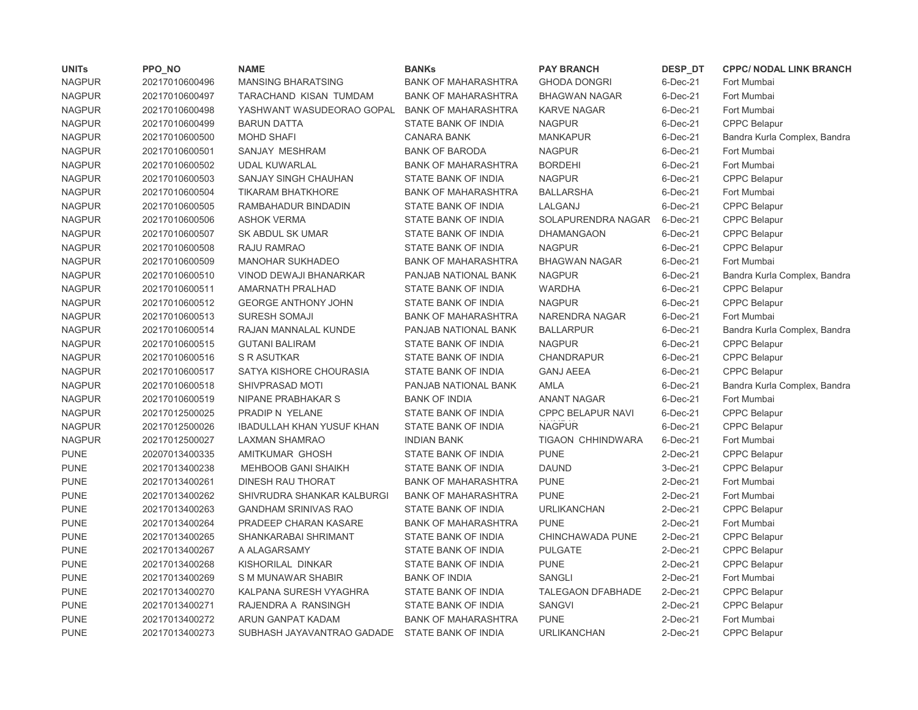| UNITs | PPO_NO | NAME | BANKs | PAY BRANCH | DESP_DT | CPPC/ NODAL LINK BRANCH |
|---|---|---|---|---|---|---|
| NAGPUR | 20217010600496 | MANSING BHARATSING | BANK OF MAHARASHTRA | GHODA DONGRI | 6-Dec-21 | Fort Mumbai |
| NAGPUR | 20217010600497 | TARACHAND KISAN TUMDAM | BANK OF MAHARASHTRA | BHAGWAN NAGAR | 6-Dec-21 | Fort Mumbai |
| NAGPUR | 20217010600498 | YASHWANT WASUDEORAO GOPAL | BANK OF MAHARASHTRA | KARVE NAGAR | 6-Dec-21 | Fort Mumbai |
| NAGPUR | 20217010600499 | BARUN DATTA | STATE BANK OF INDIA | NAGPUR | 6-Dec-21 | CPPC Belapur |
| NAGPUR | 20217010600500 | MOHD SHAFI | CANARA BANK | MANKAPUR | 6-Dec-21 | Bandra Kurla Complex, Bandra |
| NAGPUR | 20217010600501 | SANJAY MESHRAM | BANK OF BARODA | NAGPUR | 6-Dec-21 | Fort Mumbai |
| NAGPUR | 20217010600502 | UDAL KUWARLAL | BANK OF MAHARASHTRA | BORDEHI | 6-Dec-21 | Fort Mumbai |
| NAGPUR | 20217010600503 | SANJAY SINGH CHAUHAN | STATE BANK OF INDIA | NAGPUR | 6-Dec-21 | CPPC Belapur |
| NAGPUR | 20217010600504 | TIKARAM BHATKHORE | BANK OF MAHARASHTRA | BALLARSHA | 6-Dec-21 | Fort Mumbai |
| NAGPUR | 20217010600505 | RAMBAHADUR BINDADIN | STATE BANK OF INDIA | LALGANJ | 6-Dec-21 | CPPC Belapur |
| NAGPUR | 20217010600506 | ASHOK VERMA | STATE BANK OF INDIA | SOLAPURENDRA NAGAR | 6-Dec-21 | CPPC Belapur |
| NAGPUR | 20217010600507 | SK ABDUL SK UMAR | STATE BANK OF INDIA | DHAMANGAON | 6-Dec-21 | CPPC Belapur |
| NAGPUR | 20217010600508 | RAJU RAMRAO | STATE BANK OF INDIA | NAGPUR | 6-Dec-21 | CPPC Belapur |
| NAGPUR | 20217010600509 | MANOHAR SUKHADEO | BANK OF MAHARASHTRA | BHAGWAN NAGAR | 6-Dec-21 | Fort Mumbai |
| NAGPUR | 20217010600510 | VINOD DEWAJI BHANARKAR | PANJAB NATIONAL BANK | NAGPUR | 6-Dec-21 | Bandra Kurla Complex, Bandra |
| NAGPUR | 20217010600511 | AMARNATH PRALHAD | STATE BANK OF INDIA | WARDHA | 6-Dec-21 | CPPC Belapur |
| NAGPUR | 20217010600512 | GEORGE ANTHONY JOHN | STATE BANK OF INDIA | NAGPUR | 6-Dec-21 | CPPC Belapur |
| NAGPUR | 20217010600513 | SURESH SOMAJI | BANK OF MAHARASHTRA | NARENDRA NAGAR | 6-Dec-21 | Fort Mumbai |
| NAGPUR | 20217010600514 | RAJAN MANNALAL KUNDE | PANJAB NATIONAL BANK | BALLARPUR | 6-Dec-21 | Bandra Kurla Complex, Bandra |
| NAGPUR | 20217010600515 | GUTANI BALIRAM | STATE BANK OF INDIA | NAGPUR | 6-Dec-21 | CPPC Belapur |
| NAGPUR | 20217010600516 | S R ASUTKAR | STATE BANK OF INDIA | CHANDRAPUR | 6-Dec-21 | CPPC Belapur |
| NAGPUR | 20217010600517 | SATYA KISHORE CHOURASIA | STATE BANK OF INDIA | GANJ AEEA | 6-Dec-21 | CPPC Belapur |
| NAGPUR | 20217010600518 | SHIVPRASAD MOTI | PANJAB NATIONAL BANK | AMLA | 6-Dec-21 | Bandra Kurla Complex, Bandra |
| NAGPUR | 20217010600519 | NIPANE PRABHAKAR S | BANK OF INDIA | ANANT NAGAR | 6-Dec-21 | Fort Mumbai |
| NAGPUR | 20217012500025 | PRADIP N YELANE | STATE BANK OF INDIA | CPPC BELAPUR NAVI | 6-Dec-21 | CPPC Belapur |
| NAGPUR | 20217012500026 | IBADULLAH KHAN YUSUF KHAN | STATE BANK OF INDIA | NAGPUR | 6-Dec-21 | CPPC Belapur |
| NAGPUR | 20217012500027 | LAXMAN SHAMRAO | INDIAN BANK | TIGAON CHHINDWARA | 6-Dec-21 | Fort Mumbai |
| PUNE | 20207013400335 | AMITKUMAR GHOSH | STATE BANK OF INDIA | PUNE | 2-Dec-21 | CPPC Belapur |
| PUNE | 20217013400238 | MEHBOOB GANI SHAIKH | STATE BANK OF INDIA | DAUND | 3-Dec-21 | CPPC Belapur |
| PUNE | 20217013400261 | DINESH RAU THORAT | BANK OF MAHARASHTRA | PUNE | 2-Dec-21 | Fort Mumbai |
| PUNE | 20217013400262 | SHIVRUDRA SHANKAR KALBURGI | BANK OF MAHARASHTRA | PUNE | 2-Dec-21 | Fort Mumbai |
| PUNE | 20217013400263 | GANDHAM SRINIVAS RAO | STATE BANK OF INDIA | URLIKANCHAN | 2-Dec-21 | CPPC Belapur |
| PUNE | 20217013400264 | PRADEEP CHARAN KASARE | BANK OF MAHARASHTRA | PUNE | 2-Dec-21 | Fort Mumbai |
| PUNE | 20217013400265 | SHANKARABAI SHRIMANT | STATE BANK OF INDIA | CHINCHAWADA PUNE | 2-Dec-21 | CPPC Belapur |
| PUNE | 20217013400267 | A ALAGARSAMY | STATE BANK OF INDIA | PULGATE | 2-Dec-21 | CPPC Belapur |
| PUNE | 20217013400268 | KISHORILAL DINKAR | STATE BANK OF INDIA | PUNE | 2-Dec-21 | CPPC Belapur |
| PUNE | 20217013400269 | S M MUNAWAR SHABIR | BANK OF INDIA | SANGLI | 2-Dec-21 | Fort Mumbai |
| PUNE | 20217013400270 | KALPANA SURESH VYAGHRA | STATE BANK OF INDIA | TALEGAON DFABHADE | 2-Dec-21 | CPPC Belapur |
| PUNE | 20217013400271 | RAJENDRA A RANSINGH | STATE BANK OF INDIA | SANGVI | 2-Dec-21 | CPPC Belapur |
| PUNE | 20217013400272 | ARUN GANPAT KADAM | BANK OF MAHARASHTRA | PUNE | 2-Dec-21 | Fort Mumbai |
| PUNE | 20217013400273 | SUBHASH JAYAVANTRAO GADADE | STATE BANK OF INDIA | URLIKANCHAN | 2-Dec-21 | CPPC Belapur |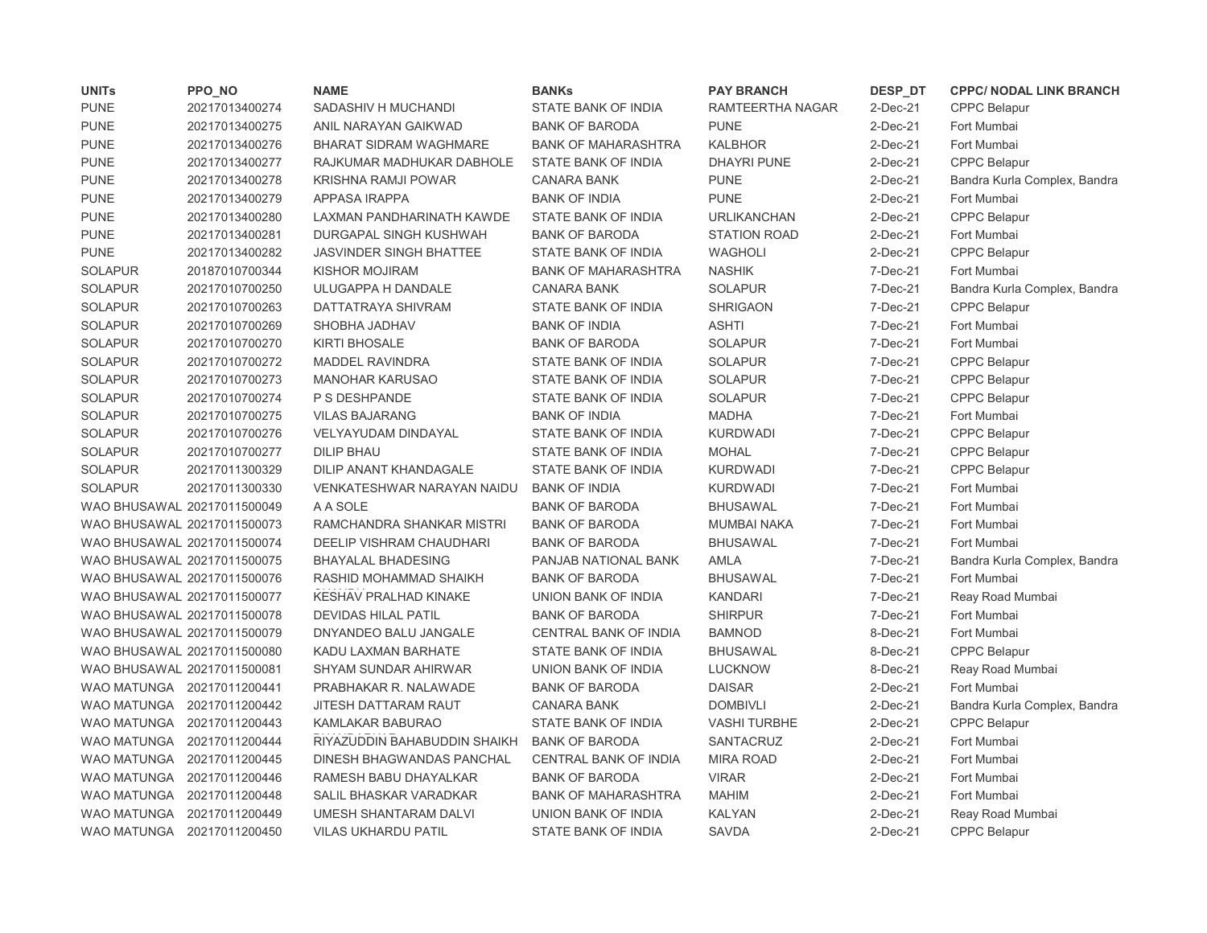| UNITs | PPO_NO | NAME | BANKs | PAY BRANCH | DESP_DT | CPPC/ NODAL LINK BRANCH |
|---|---|---|---|---|---|---|
| PUNE | 20217013400274 | SADASHIV H MUCHANDI | STATE BANK OF INDIA | RAMTEERTHA NAGAR | 2-Dec-21 | CPPC Belapur |
| PUNE | 20217013400275 | ANIL NARAYAN GAIKWAD | BANK OF BARODA | PUNE | 2-Dec-21 | Fort Mumbai |
| PUNE | 20217013400276 | BHARAT SIDRAM WAGHMARE | BANK OF MAHARASHTRA | KALBHOR | 2-Dec-21 | Fort Mumbai |
| PUNE | 20217013400277 | RAJKUMAR MADHUKAR DABHOLE | STATE BANK OF INDIA | DHAYRI PUNE | 2-Dec-21 | CPPC Belapur |
| PUNE | 20217013400278 | KRISHNA RAMJI POWAR | CANARA BANK | PUNE | 2-Dec-21 | Bandra Kurla Complex, Bandra |
| PUNE | 20217013400279 | APPASA IRAPPA | BANK OF INDIA | PUNE | 2-Dec-21 | Fort Mumbai |
| PUNE | 20217013400280 | LAXMAN PANDHARINATH KAWDE | STATE BANK OF INDIA | URLIKANCHAN | 2-Dec-21 | CPPC Belapur |
| PUNE | 20217013400281 | DURGAPAL SINGH KUSHWAH | BANK OF BARODA | STATION ROAD | 2-Dec-21 | Fort Mumbai |
| PUNE | 20217013400282 | JASVINDER SINGH BHATTEE | STATE BANK OF INDIA | WAGHOLI | 2-Dec-21 | CPPC Belapur |
| SOLAPUR | 20187010700344 | KISHOR MOJIRAM | BANK OF MAHARASHTRA | NASHIK | 7-Dec-21 | Fort Mumbai |
| SOLAPUR | 20217010700250 | ULUGAPPA H DANDALE | CANARA BANK | SOLAPUR | 7-Dec-21 | Bandra Kurla Complex, Bandra |
| SOLAPUR | 20217010700263 | DATTATRAYA SHIVRAM | STATE BANK OF INDIA | SHRIGAON | 7-Dec-21 | CPPC Belapur |
| SOLAPUR | 20217010700269 | SHOBHA JADHAV | BANK OF INDIA | ASHTI | 7-Dec-21 | Fort Mumbai |
| SOLAPUR | 20217010700270 | KIRTI BHOSALE | BANK OF BARODA | SOLAPUR | 7-Dec-21 | Fort Mumbai |
| SOLAPUR | 20217010700272 | MADDEL RAVINDRA | STATE BANK OF INDIA | SOLAPUR | 7-Dec-21 | CPPC Belapur |
| SOLAPUR | 20217010700273 | MANOHAR KARUSAO | STATE BANK OF INDIA | SOLAPUR | 7-Dec-21 | CPPC Belapur |
| SOLAPUR | 20217010700274 | P S DESHPANDE | STATE BANK OF INDIA | SOLAPUR | 7-Dec-21 | CPPC Belapur |
| SOLAPUR | 20217010700275 | VILAS BAJARANG | BANK OF INDIA | MADHA | 7-Dec-21 | Fort Mumbai |
| SOLAPUR | 20217010700276 | VELYAYUDAM DINDAYAL | STATE BANK OF INDIA | KURDWADI | 7-Dec-21 | CPPC Belapur |
| SOLAPUR | 20217010700277 | DILIP BHAU | STATE BANK OF INDIA | MOHAL | 7-Dec-21 | CPPC Belapur |
| SOLAPUR | 20217011300329 | DILIP ANANT KHANDAGALE | STATE BANK OF INDIA | KURDWADI | 7-Dec-21 | CPPC Belapur |
| SOLAPUR | 20217011300330 | VENKATESHWAR NARAYAN NAIDU | BANK OF INDIA | KURDWADI | 7-Dec-21 | Fort Mumbai |
| WAO BHUSAWAL | 20217011500049 | A A SOLE | BANK OF BARODA | BHUSAWAL | 7-Dec-21 | Fort Mumbai |
| WAO BHUSAWAL | 20217011500073 | RAMCHANDRA SHANKAR MISTRI | BANK OF BARODA | MUMBAI NAKA | 7-Dec-21 | Fort Mumbai |
| WAO BHUSAWAL | 20217011500074 | DEELIP VISHRAM CHAUDHARI | BANK OF BARODA | BHUSAWAL | 7-Dec-21 | Fort Mumbai |
| WAO BHUSAWAL | 20217011500075 | BHAYALAL BHADESING | PANJAB NATIONAL BANK | AMLA | 7-Dec-21 | Bandra Kurla Complex, Bandra |
| WAO BHUSAWAL | 20217011500076 | RASHID MOHAMMAD SHAIKH | BANK OF BARODA | BHUSAWAL | 7-Dec-21 | Fort Mumbai |
| WAO BHUSAWAL | 20217011500077 | KESHAV PRALHAD KINAKE | UNION BANK OF INDIA | KANDARI | 7-Dec-21 | Reay Road Mumbai |
| WAO BHUSAWAL | 20217011500078 | DEVIDAS HILAL PATIL | BANK OF BARODA | SHIRPUR | 7-Dec-21 | Fort Mumbai |
| WAO BHUSAWAL | 20217011500079 | DNYANDEO BALU JANGALE | CENTRAL BANK OF INDIA | BAMNOD | 8-Dec-21 | Fort Mumbai |
| WAO BHUSAWAL | 20217011500080 | KADU LAXMAN BARHATE | STATE BANK OF INDIA | BHUSAWAL | 8-Dec-21 | CPPC Belapur |
| WAO BHUSAWAL | 20217011500081 | SHYAM SUNDAR AHIRWAR | UNION BANK OF INDIA | LUCKNOW | 8-Dec-21 | Reay Road Mumbai |
| WAO MATUNGA | 20217011200441 | PRABHAKAR R. NALAWADE | BANK OF BARODA | DAISAR | 2-Dec-21 | Fort Mumbai |
| WAO MATUNGA | 20217011200442 | JITESH DATTARAM RAUT | CANARA BANK | DOMBIVLI | 2-Dec-21 | Bandra Kurla Complex, Bandra |
| WAO MATUNGA | 20217011200443 | KAMLAKAR BABURAO | STATE BANK OF INDIA | VASHI TURBHE | 2-Dec-21 | CPPC Belapur |
| WAO MATUNGA | 20217011200444 | RIYAZUDDIN BAHABUDDIN SHAIKH | BANK OF BARODA | SANTACRUZ | 2-Dec-21 | Fort Mumbai |
| WAO MATUNGA | 20217011200445 | DINESH BHAGWANDAS PANCHAL | CENTRAL BANK OF INDIA | MIRA ROAD | 2-Dec-21 | Fort Mumbai |
| WAO MATUNGA | 20217011200446 | RAMESH BABU DHAYALKAR | BANK OF BARODA | VIRAR | 2-Dec-21 | Fort Mumbai |
| WAO MATUNGA | 20217011200448 | SALIL BHASKAR VARADKAR | BANK OF MAHARASHTRA | MAHIM | 2-Dec-21 | Fort Mumbai |
| WAO MATUNGA | 20217011200449 | UMESH SHANTARAM DALVI | UNION BANK OF INDIA | KALYAN | 2-Dec-21 | Reay Road Mumbai |
| WAO MATUNGA | 20217011200450 | VILAS UKHARDU PATIL | STATE BANK OF INDIA | SAVDA | 2-Dec-21 | CPPC Belapur |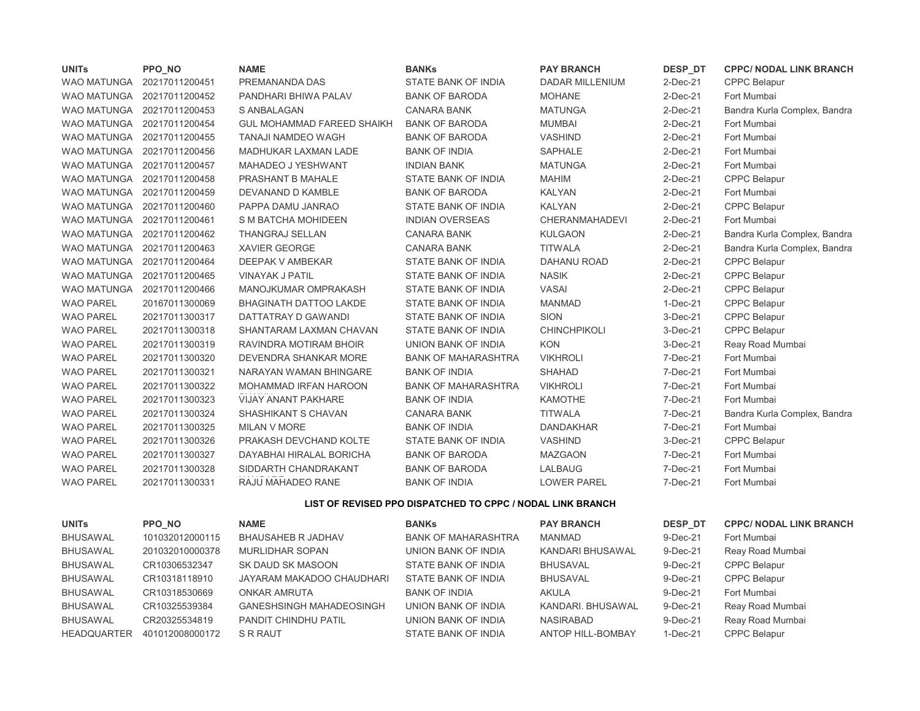| UNITs | PPO_NO | NAME | BANKs | PAY BRANCH | DESP_DT | CPPC/ NODAL LINK BRANCH |
|---|---|---|---|---|---|---|
| WAO MATUNGA | 20217011200451 | PREMANANDA DAS | STATE BANK OF INDIA | DADAR MILLENIUM | 2-Dec-21 | CPPC Belapur |
| WAO MATUNGA | 20217011200452 | PANDHARI BHIWA PALAV | BANK OF BARODA | MOHANE | 2-Dec-21 | Fort Mumbai |
| WAO MATUNGA | 20217011200453 | S ANBALAGAN | CANARA BANK | MATUNGA | 2-Dec-21 | Bandra Kurla Complex, Bandra |
| WAO MATUNGA | 20217011200454 | GUL MOHAMMAD FAREED SHAIKH | BANK OF BARODA | MUMBAI | 2-Dec-21 | Fort Mumbai |
| WAO MATUNGA | 20217011200455 | TANAJI NAMDEO WAGH | BANK OF BARODA | VASHIND | 2-Dec-21 | Fort Mumbai |
| WAO MATUNGA | 20217011200456 | MADHUKAR LAXMAN LADE | BANK OF INDIA | SAPHALE | 2-Dec-21 | Fort Mumbai |
| WAO MATUNGA | 20217011200457 | MAHADEO J YESHWANT | INDIAN BANK | MATUNGA | 2-Dec-21 | Fort Mumbai |
| WAO MATUNGA | 20217011200458 | PRASHANT B MAHALE | STATE BANK OF INDIA | MAHIM | 2-Dec-21 | CPPC Belapur |
| WAO MATUNGA | 20217011200459 | DEVANAND D KAMBLE | BANK OF BARODA | KALYAN | 2-Dec-21 | Fort Mumbai |
| WAO MATUNGA | 20217011200460 | PAPPA DAMU JANRAO | STATE BANK OF INDIA | KALYAN | 2-Dec-21 | CPPC Belapur |
| WAO MATUNGA | 20217011200461 | S M BATCHA MOHIDEEN | INDIAN OVERSEAS | CHERANMAHADEVI | 2-Dec-21 | Fort Mumbai |
| WAO MATUNGA | 20217011200462 | THANGRAJ SELLAN | CANARA BANK | KULGAON | 2-Dec-21 | Bandra Kurla Complex, Bandra |
| WAO MATUNGA | 20217011200463 | XAVIER GEORGE | CANARA BANK | TITWALA | 2-Dec-21 | Bandra Kurla Complex, Bandra |
| WAO MATUNGA | 20217011200464 | DEEPAK V AMBEKAR | STATE BANK OF INDIA | DAHANU ROAD | 2-Dec-21 | CPPC Belapur |
| WAO MATUNGA | 20217011200465 | VINAYAK J PATIL | STATE BANK OF INDIA | NASIK | 2-Dec-21 | CPPC Belapur |
| WAO MATUNGA | 20217011200466 | MANOJKUMAR OMPRAKASH | STATE BANK OF INDIA | VASAI | 2-Dec-21 | CPPC Belapur |
| WAO PAREL | 20167011300069 | BHAGINATH DATTOO LAKDE | STATE BANK OF INDIA | MANMAD | 1-Dec-21 | CPPC Belapur |
| WAO PAREL | 20217011300317 | DATTATRAY D GAWANDI | STATE BANK OF INDIA | SION | 3-Dec-21 | CPPC Belapur |
| WAO PAREL | 20217011300318 | SHANTARAM LAXMAN CHAVAN | STATE BANK OF INDIA | CHINCHPIKOLI | 3-Dec-21 | CPPC Belapur |
| WAO PAREL | 20217011300319 | RAVINDRA MOTIRAM BHOIR | UNION BANK OF INDIA | KON | 3-Dec-21 | Reay Road Mumbai |
| WAO PAREL | 20217011300320 | DEVENDRA SHANKAR MORE | BANK OF MAHARASHTRA | VIKHROLI | 7-Dec-21 | Fort Mumbai |
| WAO PAREL | 20217011300321 | NARAYAN WAMAN BHINGARE | BANK OF INDIA | SHAHAD | 7-Dec-21 | Fort Mumbai |
| WAO PAREL | 20217011300322 | MOHAMMAD IRFAN HAROON | BANK OF MAHARASHTRA | VIKHROLI | 7-Dec-21 | Fort Mumbai |
| WAO PAREL | 20217011300323 | VIJAY ANANT PAKHARE | BANK OF INDIA | KAMOTHE | 7-Dec-21 | Fort Mumbai |
| WAO PAREL | 20217011300324 | SHASHIKANT S CHAVAN | CANARA BANK | TITWALA | 7-Dec-21 | Bandra Kurla Complex, Bandra |
| WAO PAREL | 20217011300325 | MILAN V MORE | BANK OF INDIA | DANDAKHAR | 7-Dec-21 | Fort Mumbai |
| WAO PAREL | 20217011300326 | PRAKASH DEVCHAND KOLTE | STATE BANK OF INDIA | VASHIND | 3-Dec-21 | CPPC Belapur |
| WAO PAREL | 20217011300327 | DAYABHAI HIRALAL BORICHA | BANK OF BARODA | MAZGAON | 7-Dec-21 | Fort Mumbai |
| WAO PAREL | 20217011300328 | SIDDARTH CHANDRAKANT | BANK OF BARODA | LALBAUG | 7-Dec-21 | Fort Mumbai |
| WAO PAREL | 20217011300331 | RAJU MAHADEO RANE | BANK OF INDIA | LOWER PAREL | 7-Dec-21 | Fort Mumbai |

**LIST OF REVISED PPO DISPATCHED TO CPPC / NODAL LINK BRANCH**

| UNITs | PPO_NO | NAME | BANKs | PAY BRANCH | DESP_DT | CPPC/ NODAL LINK BRANCH |
|---|---|---|---|---|---|---|
| BHUSAWAL | 101032012000115 | BHAUSAHEB R JADHAV | BANK OF MAHARASHTRA | MANMAD | 9-Dec-21 | Fort Mumbai |
| BHUSAWAL | 201032010000378 | MURLIDHAR SOPAN | UNION BANK OF INDIA | KANDARI BHUSAWAL | 9-Dec-21 | Reay Road Mumbai |
| BHUSAWAL | CR10306532347 | SK DAUD SK MASOON | STATE BANK OF INDIA | BHUSAVAL | 9-Dec-21 | CPPC Belapur |
| BHUSAWAL | CR10318118910 | JAYARAM MAKADOO CHAUDHARI | STATE BANK OF INDIA | BHUSAVAL | 9-Dec-21 | CPPC Belapur |
| BHUSAWAL | CR10318530669 | ONKAR AMRUTA | BANK OF INDIA | AKULA | 9-Dec-21 | Fort Mumbai |
| BHUSAWAL | CR10325539384 | GANESHSINGH MAHADEOSINGH | UNION BANK OF INDIA | KANDARI. BHUSAWAL | 9-Dec-21 | Reay Road Mumbai |
| BHUSAWAL | CR20325534819 | PANDIT CHINDHU PATIL | UNION BANK OF INDIA | NASIRABAD | 9-Dec-21 | Reay Road Mumbai |
| HEADQUARTER | 401012008000172 | S R RAUT | STATE BANK OF INDIA | ANTOP HILL-BOMBAY | 1-Dec-21 | CPPC Belapur |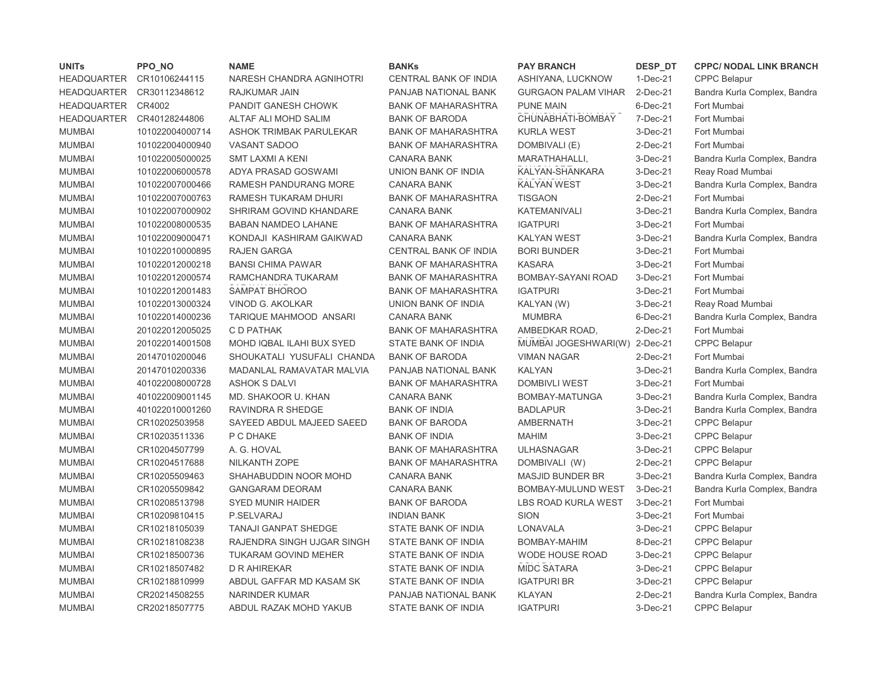| UNITs | PPO_NO | NAME | BANKs | PAY BRANCH | DESP_DT | CPPC/ NODAL LINK BRANCH |
|---|---|---|---|---|---|---|
| HEADQUARTER | CR10106244115 | NARESH CHANDRA AGNIHOTRI | CENTRAL BANK OF INDIA | ASHIYANA, LUCKNOW | 1-Dec-21 | CPPC Belapur |
| HEADQUARTER | CR30112348612 | RAJKUMAR JAIN | PANJAB NATIONAL BANK | GURGAON PALAM VIHAR | 2-Dec-21 | Bandra Kurla Complex, Bandra |
| HEADQUARTER | CR4002 | PANDIT GANESH CHOWK | BANK OF MAHARASHTRA | PUNE MAIN | 6-Dec-21 | Fort Mumbai |
| HEADQUARTER | CR40128244806 | ALTAF ALI MOHD SALIM | BANK OF BARODA | CHUNABHATI-BOMBAY | 7-Dec-21 | Fort Mumbai |
| MUMBAI | 101022004000714 | ASHOK TRIMBAK PARULEKAR | BANK OF MAHARASHTRA | KURLA WEST | 3-Dec-21 | Fort Mumbai |
| MUMBAI | 101022004000940 | VASANT SADOO | BANK OF MAHARASHTRA | DOMBIVALI (E) | 2-Dec-21 | Fort Mumbai |
| MUMBAI | 101022005000025 | SMT LAXMI A KENI | CANARA BANK | MARATHAHALLI, | 3-Dec-21 | Bandra Kurla Complex, Bandra |
| MUMBAI | 101022006000578 | ADYA PRASAD GOSWAMI | UNION BANK OF INDIA | KALYAN-SHANKARA | 3-Dec-21 | Reay Road Mumbai |
| MUMBAI | 101022007000466 | RAMESH PANDURANG MORE | CANARA BANK | KALYAN WEST | 3-Dec-21 | Bandra Kurla Complex, Bandra |
| MUMBAI | 101022007000763 | RAMESH TUKARAM DHURI | BANK OF MAHARASHTRA | TISGAON | 2-Dec-21 | Fort Mumbai |
| MUMBAI | 101022007000902 | SHRIRAM GOVIND KHANDARE | CANARA BANK | KATEMANIVALI | 3-Dec-21 | Bandra Kurla Complex, Bandra |
| MUMBAI | 101022008000535 | BABAN NAMDEO LAHANE | BANK OF MAHARASHTRA | IGATPURI | 3-Dec-21 | Fort Mumbai |
| MUMBAI | 101022009000471 | KONDAJI KASHIRAM GAIKWAD | CANARA BANK | KALYAN WEST | 3-Dec-21 | Bandra Kurla Complex, Bandra |
| MUMBAI | 101022010000895 | RAJEN GARGA | CENTRAL BANK OF INDIA | BORI BUNDER | 3-Dec-21 | Fort Mumbai |
| MUMBAI | 101022012000218 | BANSI CHIMA PAWAR | BANK OF MAHARASHTRA | KASARA | 3-Dec-21 | Fort Mumbai |
| MUMBAI | 101022012000574 | RAMCHANDRA TUKARAM | BANK OF MAHARASHTRA | BOMBAY-SAYANI ROAD | 3-Dec-21 | Fort Mumbai |
| MUMBAI | 101022012001483 | SAMPAT BHOROO | BANK OF MAHARASHTRA | IGATPURI | 3-Dec-21 | Fort Mumbai |
| MUMBAI | 101022013000324 | VINOD G. AKOLKAR | UNION BANK OF INDIA | KALYAN (W) | 3-Dec-21 | Reay Road Mumbai |
| MUMBAI | 101022014000236 | TARIQUE MAHMOOD ANSARI | CANARA BANK | MUMBRA | 6-Dec-21 | Bandra Kurla Complex, Bandra |
| MUMBAI | 201022012005025 | C D PATHAK | BANK OF MAHARASHTRA | AMBEDKAR ROAD, | 2-Dec-21 | Fort Mumbai |
| MUMBAI | 201022014001508 | MOHD IQBAL ILAHI BUX SYED | STATE BANK OF INDIA | MUMBAI JOGESHWARI(W) | 2-Dec-21 | CPPC Belapur |
| MUMBAI | 20147010200046 | SHOUKATALI YUSUFALI CHANDA | BANK OF BARODA | VIMAN NAGAR | 2-Dec-21 | Fort Mumbai |
| MUMBAI | 20147010200336 | MADANLAL RAMAVATAR MALVIA | PANJAB NATIONAL BANK | KALYAN | 3-Dec-21 | Bandra Kurla Complex, Bandra |
| MUMBAI | 401022008000728 | ASHOK S DALVI | BANK OF MAHARASHTRA | DOMBIVLI WEST | 3-Dec-21 | Fort Mumbai |
| MUMBAI | 401022009001145 | MD. SHAKOOR U. KHAN | CANARA BANK | BOMBAY-MATUNGA | 3-Dec-21 | Bandra Kurla Complex, Bandra |
| MUMBAI | 401022010001260 | RAVINDRA R SHEDGE | BANK OF INDIA | BADLAPUR | 3-Dec-21 | Bandra Kurla Complex, Bandra |
| MUMBAI | CR10202503958 | SAYEED ABDUL MAJEED SAEED | BANK OF BARODA | AMBERNATH | 3-Dec-21 | CPPC Belapur |
| MUMBAI | CR10203511336 | P C DHAKE | BANK OF INDIA | MAHIM | 3-Dec-21 | CPPC Belapur |
| MUMBAI | CR10204507799 | A. G. HOVAL | BANK OF MAHARASHTRA | ULHASNAGAR | 3-Dec-21 | CPPC Belapur |
| MUMBAI | CR10204517688 | NILKANTH ZOPE | BANK OF MAHARASHTRA | DOMBIVALI (W) | 2-Dec-21 | CPPC Belapur |
| MUMBAI | CR10205509463 | SHAHABUDDIN NOOR MOHD | CANARA BANK | MASJID BUNDER BR | 3-Dec-21 | Bandra Kurla Complex, Bandra |
| MUMBAI | CR10205509842 | GANGARAM DEORAM | CANARA BANK | BOMBAY-MULUND WEST | 3-Dec-21 | Bandra Kurla Complex, Bandra |
| MUMBAI | CR10208513798 | SYED MUNIR HAIDER | BANK OF BARODA | LBS ROAD KURLA WEST | 3-Dec-21 | Fort Mumbai |
| MUMBAI | CR10209810415 | P.SELVARAJ | INDIAN BANK | SION | 3-Dec-21 | Fort Mumbai |
| MUMBAI | CR10218105039 | TANAJI GANPAT SHEDGE | STATE BANK OF INDIA | LONAVALA | 3-Dec-21 | CPPC Belapur |
| MUMBAI | CR10218108238 | RAJENDRA SINGH UJGAR SINGH | STATE BANK OF INDIA | BOMBAY-MAHIM | 8-Dec-21 | CPPC Belapur |
| MUMBAI | CR10218500736 | TUKARAM GOVIND MEHER | STATE BANK OF INDIA | WODE HOUSE ROAD | 3-Dec-21 | CPPC Belapur |
| MUMBAI | CR10218507482 | D R AHIREKAR | STATE BANK OF INDIA | MIDC SATARA | 3-Dec-21 | CPPC Belapur |
| MUMBAI | CR10218810999 | ABDUL GAFFAR MD KASAM SK | STATE BANK OF INDIA | IGATPURI BR | 3-Dec-21 | CPPC Belapur |
| MUMBAI | CR20214508255 | NARINDER KUMAR | PANJAB NATIONAL BANK | KLAYAN | 2-Dec-21 | Bandra Kurla Complex, Bandra |
| MUMBAI | CR20218507775 | ABDUL RAZAK MOHD YAKUB | STATE BANK OF INDIA | IGATPURI | 3-Dec-21 | CPPC Belapur |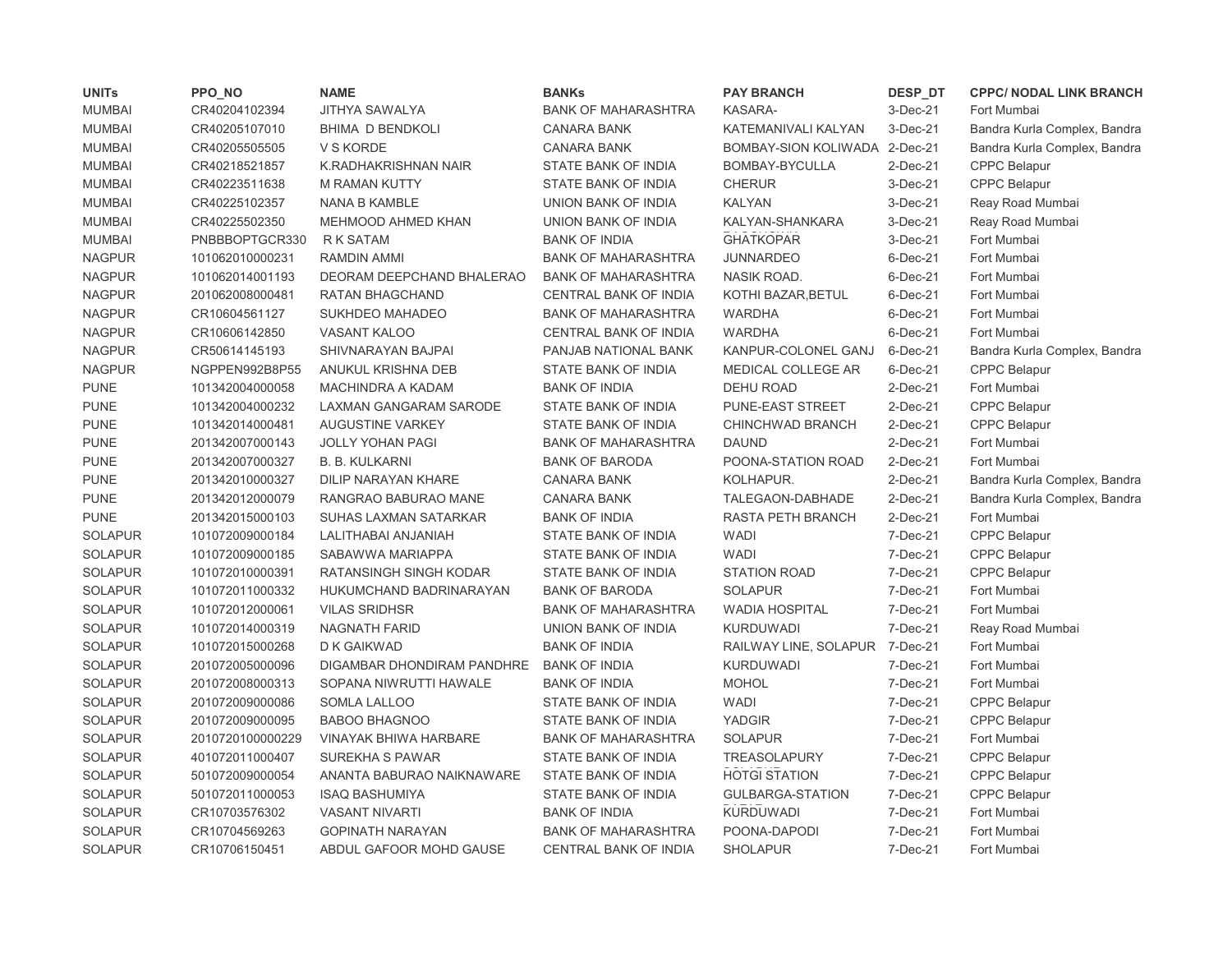| UNITs | PPO_NO | NAME | BANKs | PAY BRANCH | DESP_DT | CPPC/ NODAL LINK BRANCH |
|---|---|---|---|---|---|---|
| MUMBAI | CR40204102394 | JITHYA SAWALYA | BANK OF MAHARASHTRA | KASARA- | 3-Dec-21 | Fort Mumbai |
| MUMBAI | CR40205107010 | BHIMA D BENDKOLI | CANARA BANK | KATEMANIVALI KALYAN | 3-Dec-21 | Bandra Kurla Complex, Bandra |
| MUMBAI | CR40205505505 | V S KORDE | CANARA BANK | BOMBAY-SION KOLIWADA | 2-Dec-21 | Bandra Kurla Complex, Bandra |
| MUMBAI | CR40218521857 | K.RADHAKRISHNAN NAIR | STATE BANK OF INDIA | BOMBAY-BYCULLA | 2-Dec-21 | CPPC Belapur |
| MUMBAI | CR40223511638 | M RAMAN KUTTY | STATE BANK OF INDIA | CHERUR | 3-Dec-21 | CPPC Belapur |
| MUMBAI | CR40225102357 | NANA B KAMBLE | UNION BANK OF INDIA | KALYAN | 3-Dec-21 | Reay Road Mumbai |
| MUMBAI | CR40225502350 | MEHMOOD AHMED KHAN | UNION BANK OF INDIA | KALYAN-SHANKARA | 3-Dec-21 | Reay Road Mumbai |
| MUMBAI | PNBBBOPTGCR330 | R K SATAM | BANK OF INDIA | GHATKOPAR | 3-Dec-21 | Fort Mumbai |
| NAGPUR | 101062010000231 | RAMDIN AMMI | BANK OF MAHARASHTRA | JUNNARDEO | 6-Dec-21 | Fort Mumbai |
| NAGPUR | 101062014001193 | DEORAM DEEPCHAND BHALERAO | BANK OF MAHARASHTRA | NASIK ROAD. | 6-Dec-21 | Fort Mumbai |
| NAGPUR | 201062008000481 | RATAN BHAGCHAND | CENTRAL BANK OF INDIA | KOTHI BAZAR,BETUL | 6-Dec-21 | Fort Mumbai |
| NAGPUR | CR10604561127 | SUKHDEO MAHADEO | BANK OF MAHARASHTRA | WARDHA | 6-Dec-21 | Fort Mumbai |
| NAGPUR | CR10606142850 | VASANT KALOO | CENTRAL BANK OF INDIA | WARDHA | 6-Dec-21 | Fort Mumbai |
| NAGPUR | CR50614145193 | SHIVNARAYAN BAJPAI | PANJAB NATIONAL BANK | KANPUR-COLONEL GANJ | 6-Dec-21 | Bandra Kurla Complex, Bandra |
| NAGPUR | NGPPEN992B8P55 | ANUKUL KRISHNA DEB | STATE BANK OF INDIA | MEDICAL COLLEGE AR | 6-Dec-21 | CPPC Belapur |
| PUNE | 101342004000058 | MACHINDRA A KADAM | BANK OF INDIA | DEHU ROAD | 2-Dec-21 | Fort Mumbai |
| PUNE | 101342004000232 | LAXMAN GANGARAM SARODE | STATE BANK OF INDIA | PUNE-EAST STREET | 2-Dec-21 | CPPC Belapur |
| PUNE | 101342014000481 | AUGUSTINE VARKEY | STATE BANK OF INDIA | CHINCHWAD BRANCH | 2-Dec-21 | CPPC Belapur |
| PUNE | 201342007000143 | JOLLY YOHAN PAGI | BANK OF MAHARASHTRA | DAUND | 2-Dec-21 | Fort Mumbai |
| PUNE | 201342007000327 | B. B. KULKARNI | BANK OF BARODA | POONA-STATION ROAD | 2-Dec-21 | Fort Mumbai |
| PUNE | 201342010000327 | DILIP NARAYAN KHARE | CANARA BANK | KOLHAPUR. | 2-Dec-21 | Bandra Kurla Complex, Bandra |
| PUNE | 201342012000079 | RANGRAO BABURAO MANE | CANARA BANK | TALEGAON-DABHADE | 2-Dec-21 | Bandra Kurla Complex, Bandra |
| PUNE | 201342015000103 | SUHAS LAXMAN SATARKAR | BANK OF INDIA | RASTA PETH BRANCH | 2-Dec-21 | Fort Mumbai |
| SOLAPUR | 101072009000184 | LALITHABAI ANJANIAH | STATE BANK OF INDIA | WADI | 7-Dec-21 | CPPC Belapur |
| SOLAPUR | 101072009000185 | SABAWWA MARIAPPA | STATE BANK OF INDIA | WADI | 7-Dec-21 | CPPC Belapur |
| SOLAPUR | 101072010000391 | RATANSINGH SINGH KODAR | STATE BANK OF INDIA | STATION ROAD | 7-Dec-21 | CPPC Belapur |
| SOLAPUR | 101072011000332 | HUKUMCHAND BADRINARAYAN | BANK OF BARODA | SOLAPUR | 7-Dec-21 | Fort Mumbai |
| SOLAPUR | 101072012000061 | VILAS SRIDHSR | BANK OF MAHARASHTRA | WADIA HOSPITAL | 7-Dec-21 | Fort Mumbai |
| SOLAPUR | 101072014000319 | NAGNATH FARID | UNION BANK OF INDIA | KURDUWADI | 7-Dec-21 | Reay Road Mumbai |
| SOLAPUR | 101072015000268 | D K GAIKWAD | BANK OF INDIA | RAILWAY LINE, SOLAPUR | 7-Dec-21 | Fort Mumbai |
| SOLAPUR | 201072005000096 | DIGAMBAR DHONDIRAM PANDHRE | BANK OF INDIA | KURDUWADI | 7-Dec-21 | Fort Mumbai |
| SOLAPUR | 201072008000313 | SOPANA NIWRUTTI HAWALE | BANK OF INDIA | MOHOL | 7-Dec-21 | Fort Mumbai |
| SOLAPUR | 201072009000086 | SOMLA LALLOO | STATE BANK OF INDIA | WADI | 7-Dec-21 | CPPC Belapur |
| SOLAPUR | 201072009000095 | BABOO BHAGNOO | STATE BANK OF INDIA | YADGIR | 7-Dec-21 | CPPC Belapur |
| SOLAPUR | 2010720100000229 | VINAYAK BHIWA HARBARE | BANK OF MAHARASHTRA | SOLAPUR | 7-Dec-21 | Fort Mumbai |
| SOLAPUR | 401072011000407 | SUREKHA S PAWAR | STATE BANK OF INDIA | TREASOLAPURY | 7-Dec-21 | CPPC Belapur |
| SOLAPUR | 501072009000054 | ANANTA BABURAO NAIKNAWARE | STATE BANK OF INDIA | HOTGI STATION | 7-Dec-21 | CPPC Belapur |
| SOLAPUR | 501072011000053 | ISAQ BASHUMIYA | STATE BANK OF INDIA | GULBARGA-STATION | 7-Dec-21 | CPPC Belapur |
| SOLAPUR | CR10703576302 | VASANT NIVARTI | BANK OF INDIA | KURDUWADI | 7-Dec-21 | Fort Mumbai |
| SOLAPUR | CR10704569263 | GOPINATH NARAYAN | BANK OF MAHARASHTRA | POONA-DAPODI | 7-Dec-21 | Fort Mumbai |
| SOLAPUR | CR10706150451 | ABDUL GAFOOR MOHD GAUSE | CENTRAL BANK OF INDIA | SHOLAPUR | 7-Dec-21 | Fort Mumbai |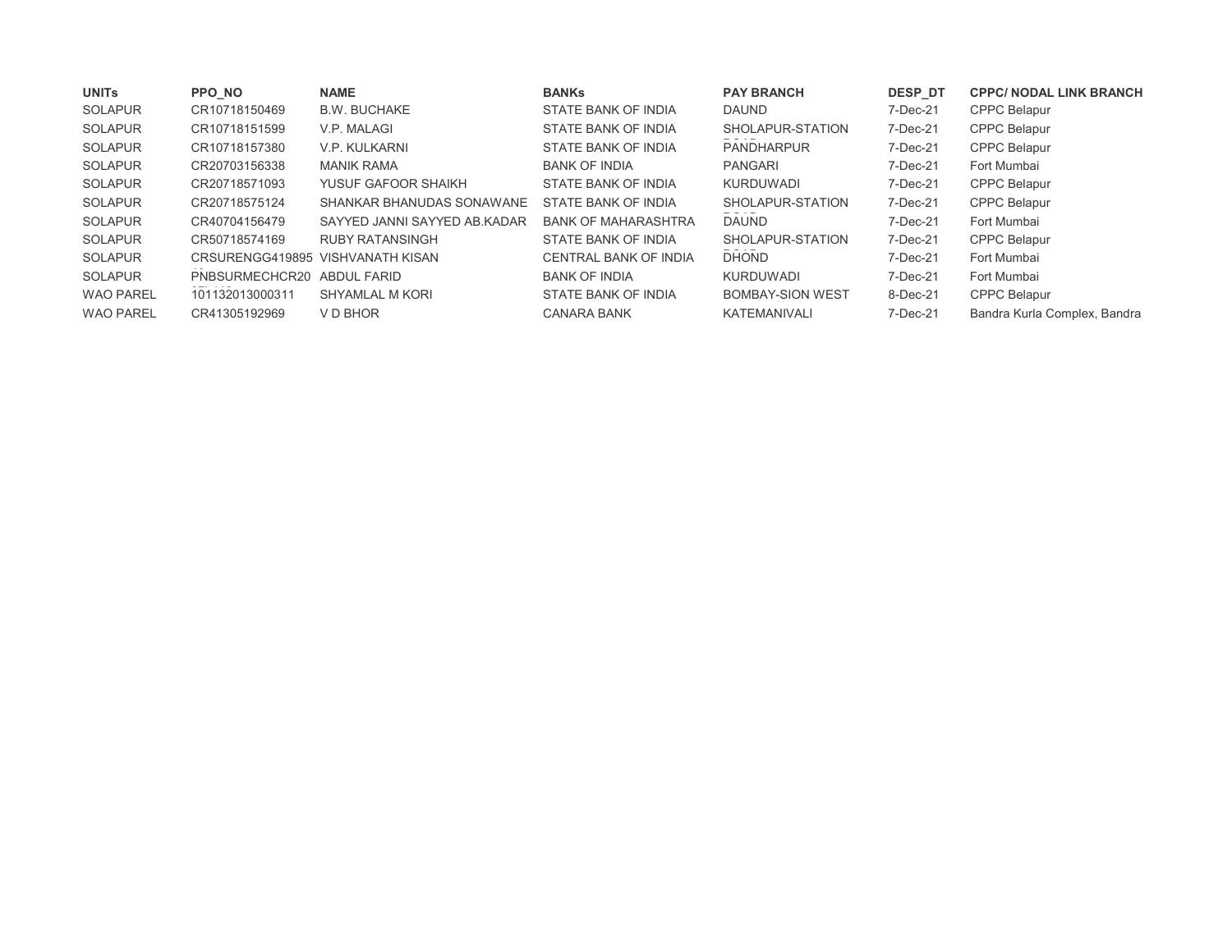| UNITs | PPO_NO | NAME | BANKs | PAY BRANCH | DESP_DT | CPPC/ NODAL LINK BRANCH |
|---|---|---|---|---|---|---|
| SOLAPUR | CR10718150469 | B.W. BUCHAKE | STATE BANK OF INDIA | DAUND | 7-Dec-21 | CPPC Belapur |
| SOLAPUR | CR10718151599 | V.P. MALAGI | STATE BANK OF INDIA | SHOLAPUR-STATION | 7-Dec-21 | CPPC Belapur |
| SOLAPUR | CR10718157380 | V.P. KULKARNI | STATE BANK OF INDIA | PANDHARPUR | 7-Dec-21 | CPPC Belapur |
| SOLAPUR | CR20703156338 | MANIK RAMA | BANK OF INDIA | PANGARI | 7-Dec-21 | Fort Mumbai |
| SOLAPUR | CR20718571093 | YUSUF GAFOOR SHAIKH | STATE BANK OF INDIA | KURDUWADI | 7-Dec-21 | CPPC Belapur |
| SOLAPUR | CR20718575124 | SHANKAR BHANUDAS SONAWANE | STATE BANK OF INDIA | SHOLAPUR-STATION | 7-Dec-21 | CPPC Belapur |
| SOLAPUR | CR40704156479 | SAYYED JANNI SAYYED AB.KADAR | BANK OF MAHARASHTRA | DAUND | 7-Dec-21 | Fort Mumbai |
| SOLAPUR | CR50718574169 | RUBY RATANSINGH | STATE BANK OF INDIA | SHOLAPUR-STATION | 7-Dec-21 | CPPC Belapur |
| SOLAPUR | CRSURENGG419895 | VISHVANATH KISAN | CENTRAL BANK OF INDIA | DHOND | 7-Dec-21 | Fort Mumbai |
| SOLAPUR | PNBSURMECHCR20 | ABDUL FARID | BANK OF INDIA | KURDUWADI | 7-Dec-21 | Fort Mumbai |
| WAO PAREL | 101132013000311 | SHYAMLAL M KORI | STATE BANK OF INDIA | BOMBAY-SION WEST | 8-Dec-21 | CPPC Belapur |
| WAO PAREL | CR41305192969 | V D BHOR | CANARA BANK | KATEMANIVALI | 7-Dec-21 | Bandra Kurla Complex, Bandra |